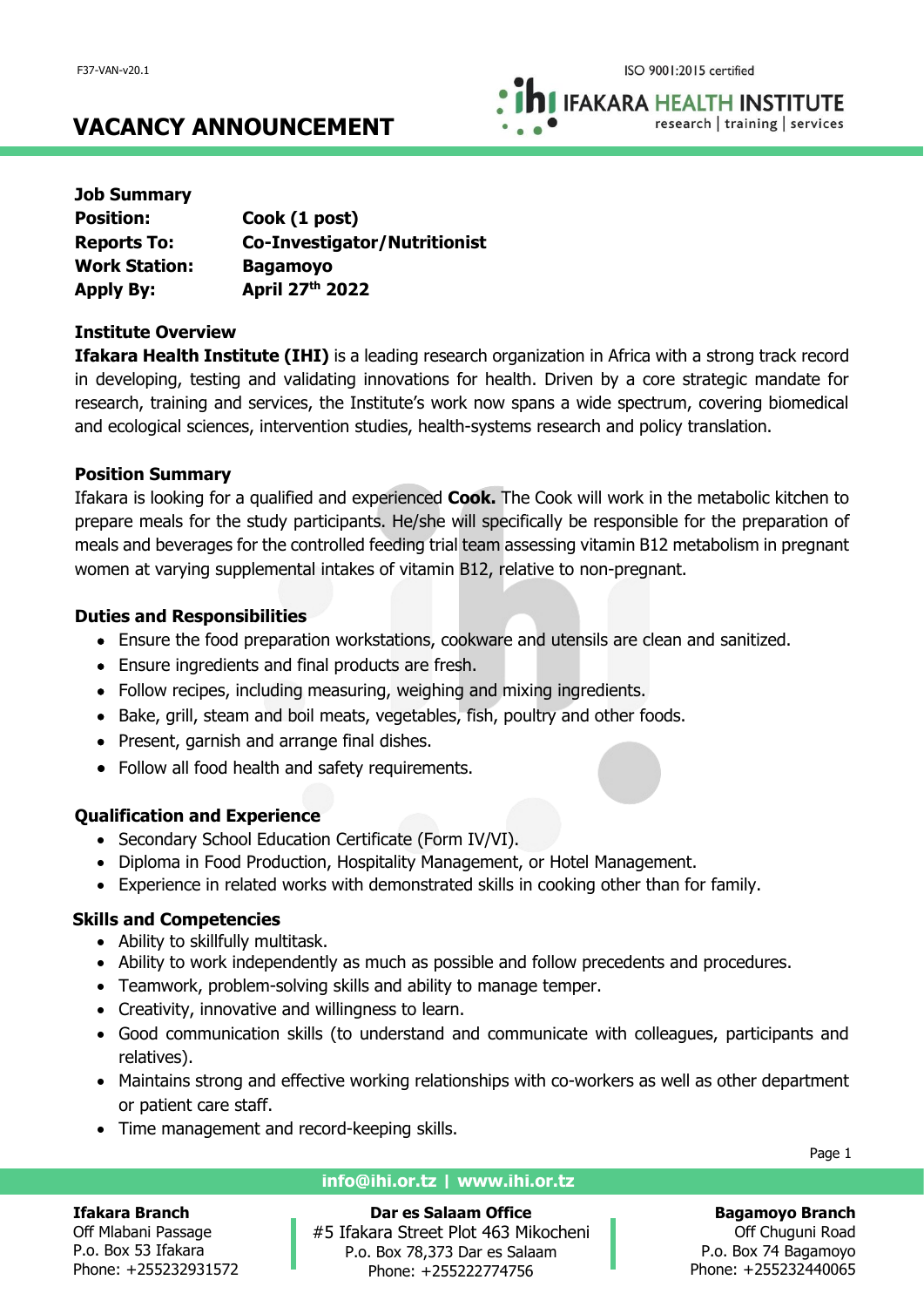# VACANCY ANNOUNCEMENT

**Job Summary**

| | |
|---|---|
| **Position:** | **Cook (1 post)** |
| **Reports To:** | **Co-Investigator/Nutritionist** |
| **Work Station:** | **Bagamoyo** |
| **Apply By:** | **April 27th 2022** |

**Institute Overview**

**Ifakara Health Institute (IHI)** is a leading research organization in Africa with a strong track record in developing, testing and validating innovations for health. Driven by a core strategic mandate for research, training and services, the Institute's work now spans a wide spectrum, covering biomedical and ecological sciences, intervention studies, health-systems research and policy translation.

**Position Summary**

Ifakara is looking for a qualified and experienced **Cook.** The Cook will work in the metabolic kitchen to prepare meals for the study participants. He/she will specifically be responsible for the preparation of meals and beverages for the controlled feeding trial team assessing vitamin B12 metabolism in pregnant women at varying supplemental intakes of vitamin B12, relative to non-pregnant.

**Duties and Responsibilities**

- Ensure the food preparation workstations, cookware and utensils are clean and sanitized.
- Ensure ingredients and final products are fresh.
- Follow recipes, including measuring, weighing and mixing ingredients.
- Bake, grill, steam and boil meats, vegetables, fish, poultry and other foods.
- Present, garnish and arrange final dishes.
- Follow all food health and safety requirements.

**Qualification and Experience**

- Secondary School Education Certificate (Form IV/VI).
- Diploma in Food Production, Hospitality Management, or Hotel Management.
- Experience in related works with demonstrated skills in cooking other than for family.

**Skills and Competencies**

- Ability to skillfully multitask.
- Ability to work independently as much as possible and follow precedents and procedures.
- Teamwork, problem-solving skills and ability to manage temper.
- Creativity, innovative and willingness to learn.
- Good communication skills (to understand and communicate with colleagues, participants and relatives).
- Maintains strong and effective working relationships with co-workers as well as other department or patient care staff.
- Time management and record-keeping skills.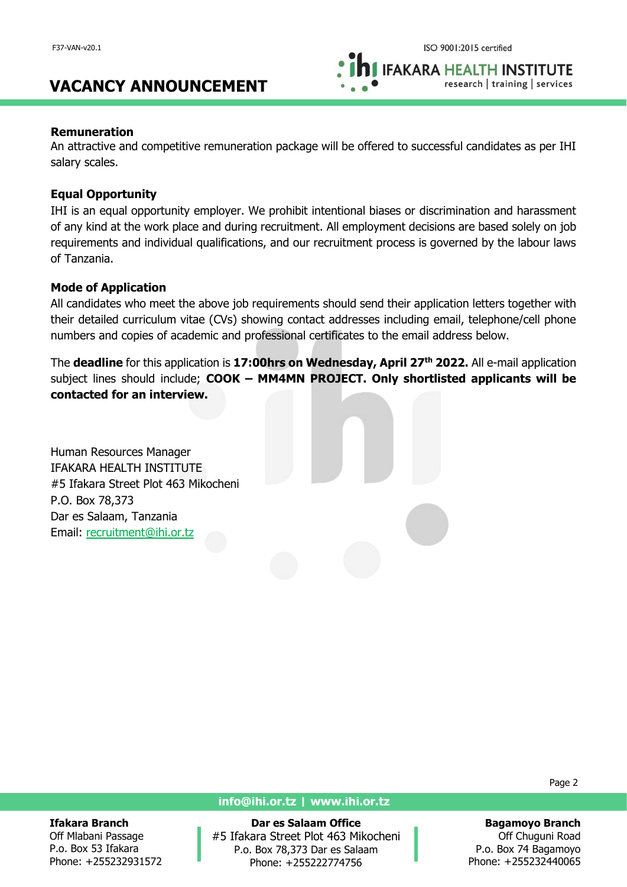**Remuneration**

An attractive and competitive remuneration package will be offered to successful candidates as per IHI salary scales.

**Equal Opportunity**

IHI is an equal opportunity employer. We prohibit intentional biases or discrimination and harassment of any kind at the work place and during recruitment. All employment decisions are based solely on job requirements and individual qualifications, and our recruitment process is governed by the labour laws of Tanzania.

**Mode of Application**

All candidates who meet the above job requirements should send their application letters together with their detailed curriculum vitae (CVs) showing contact addresses including email, telephone/cell phone numbers and copies of academic and professional certificates to the email address below.

The **deadline** for this application is **17:00hrs on Wednesday, April 27th 2022.** All e-mail application subject lines should include; **COOK – MM4MN PROJECT. Only shortlisted applicants will be contacted for an interview.**

Human Resources Manager
IFAKARA HEALTH INSTITUTE
#5 Ifakara Street Plot 463 Mikocheni
P.O. Box 78,373
Dar es Salaam, Tanzania
Email: recruitment@ihi.or.tz